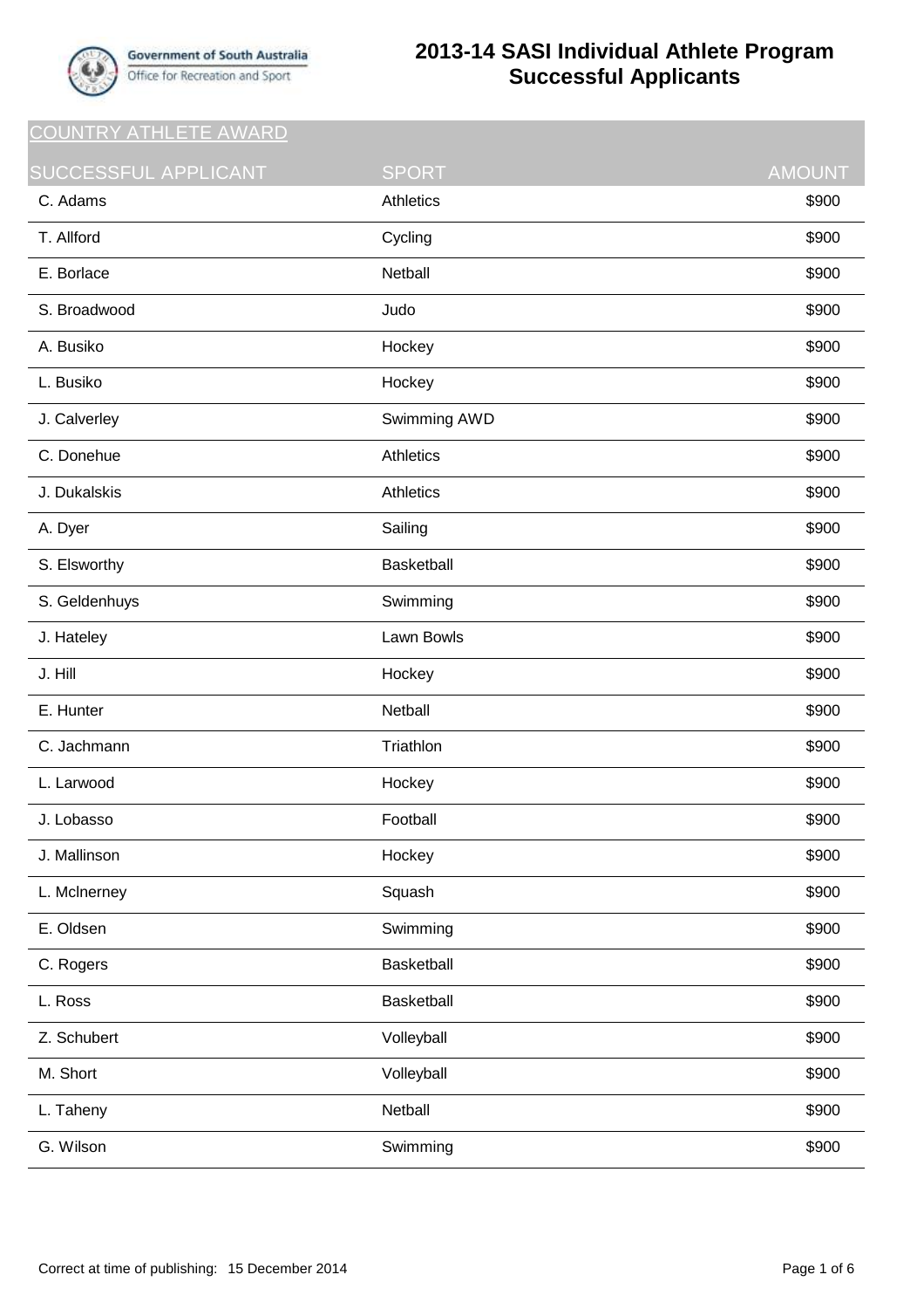Government of South Australia
Office for Recreation and Sport

# 2013-14 SASI Individual Athlete Program Successful Applicants

## COUNTRY ATHLETE AWARD

| SUCCESSFUL APPLICANT | SPORT | AMOUNT |
|---|---|---|
| C. Adams | Athletics | $900 |
| T. Allford | Cycling | $900 |
| E. Borlace | Netball | $900 |
| S. Broadwood | Judo | $900 |
| A. Busiko | Hockey | $900 |
| L. Busiko | Hockey | $900 |
| J. Calverley | Swimming AWD | $900 |
| C. Donehue | Athletics | $900 |
| J. Dukalskis | Athletics | $900 |
| A. Dyer | Sailing | $900 |
| S. Elsworthy | Basketball | $900 |
| S. Geldenhuys | Swimming | $900 |
| J. Hateley | Lawn Bowls | $900 |
| J. Hill | Hockey | $900 |
| E. Hunter | Netball | $900 |
| C. Jachmann | Triathlon | $900 |
| L. Larwood | Hockey | $900 |
| J. Lobasso | Football | $900 |
| J. Mallinson | Hockey | $900 |
| L. Mclnerney | Squash | $900 |
| E. Oldsen | Swimming | $900 |
| C. Rogers | Basketball | $900 |
| L. Ross | Basketball | $900 |
| Z. Schubert | Volleyball | $900 |
| M. Short | Volleyball | $900 |
| L. Taheny | Netball | $900 |
| G. Wilson | Swimming | $900 |

Correct at time of publishing: 15 December 2014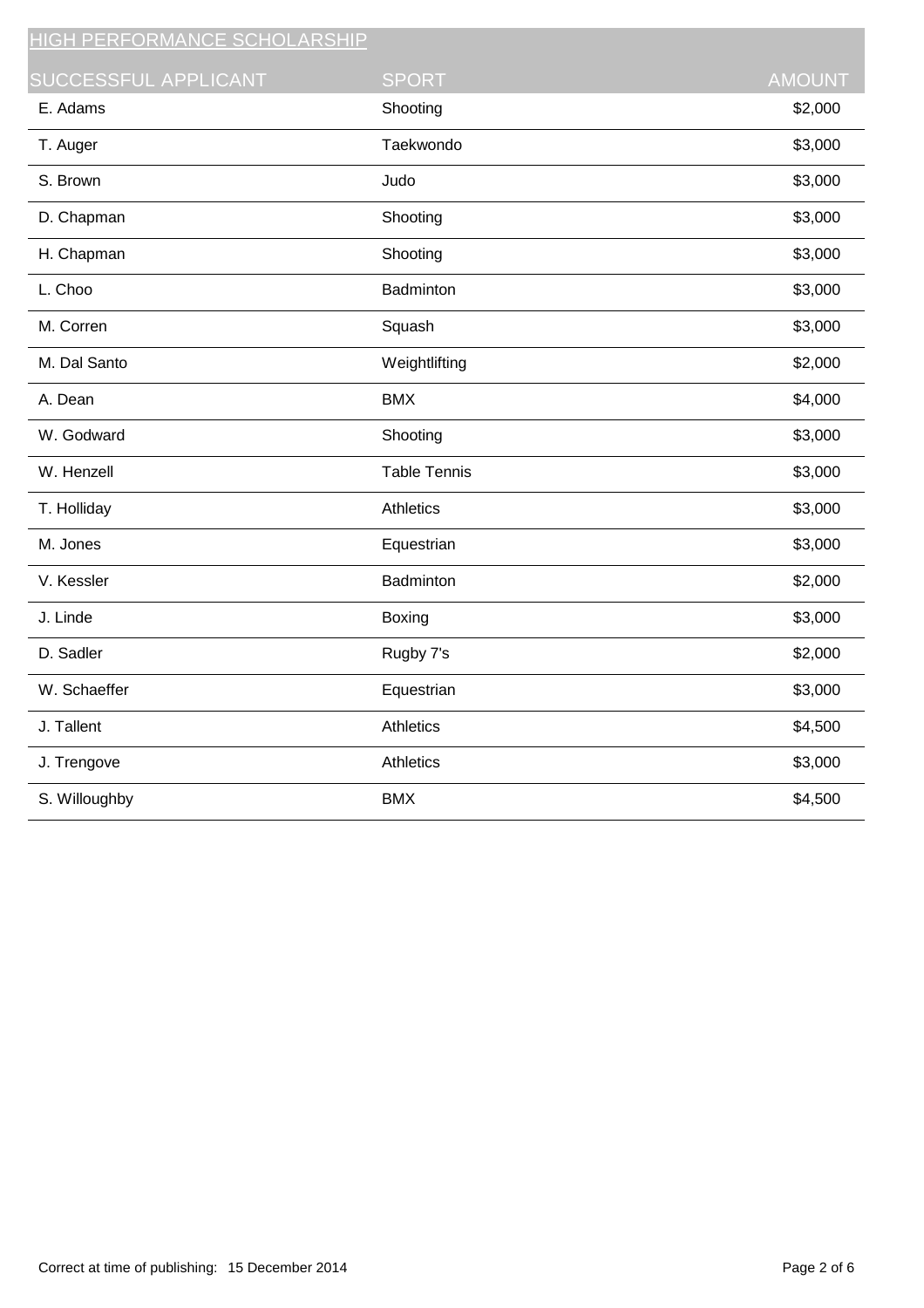## HIGH PERFORMANCE SCHOLARSHIP

| SUCCESSFUL APPLICANT | SPORT | AMOUNT |
| --- | --- | --- |
| E. Adams | Shooting | $2,000 |
| T. Auger | Taekwondo | $3,000 |
| S. Brown | Judo | $3,000 |
| D. Chapman | Shooting | $3,000 |
| H. Chapman | Shooting | $3,000 |
| L. Choo | Badminton | $3,000 |
| M. Corren | Squash | $3,000 |
| M. Dal Santo | Weightlifting | $2,000 |
| A. Dean | BMX | $4,000 |
| W. Godward | Shooting | $3,000 |
| W. Henzell | Table Tennis | $3,000 |
| T. Holliday | Athletics | $3,000 |
| M. Jones | Equestrian | $3,000 |
| V. Kessler | Badminton | $2,000 |
| J. Linde | Boxing | $3,000 |
| D. Sadler | Rugby 7's | $2,000 |
| W. Schaeffer | Equestrian | $3,000 |
| J. Tallent | Athletics | $4,500 |
| J. Trengove | Athletics | $3,000 |
| S. Willoughby | BMX | $4,500 |

Correct at time of publishing: 15 December 2014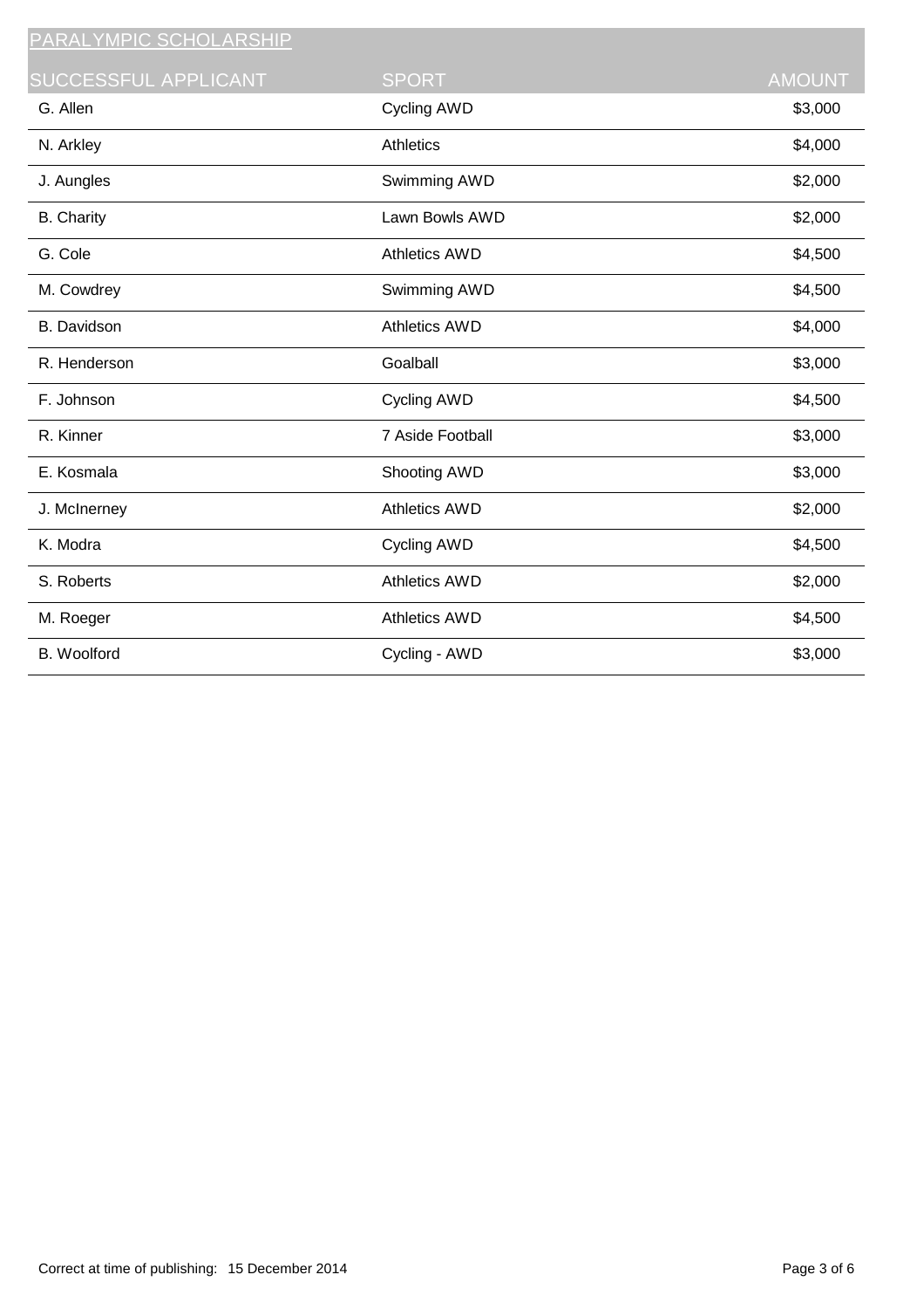## PARALYMPIC SCHOLARSHIP

| SUCCESSFUL APPLICANT | SPORT | AMOUNT |
|---|---|---|
| G. Allen | Cycling AWD | $3,000 |
| N. Arkley | Athletics | $4,000 |
| J. Aungles | Swimming AWD | $2,000 |
| B. Charity | Lawn Bowls AWD | $2,000 |
| G. Cole | Athletics AWD | $4,500 |
| M. Cowdrey | Swimming AWD | $4,500 |
| B. Davidson | Athletics AWD | $4,000 |
| R. Henderson | Goalball | $3,000 |
| F. Johnson | Cycling AWD | $4,500 |
| R. Kinner | 7 Aside Football | $3,000 |
| E. Kosmala | Shooting AWD | $3,000 |
| J. McInerney | Athletics AWD | $2,000 |
| K. Modra | Cycling AWD | $4,500 |
| S. Roberts | Athletics AWD | $2,000 |
| M. Roeger | Athletics AWD | $4,500 |
| B. Woolford | Cycling - AWD | $3,000 |

Correct at time of publishing: 15 December 2014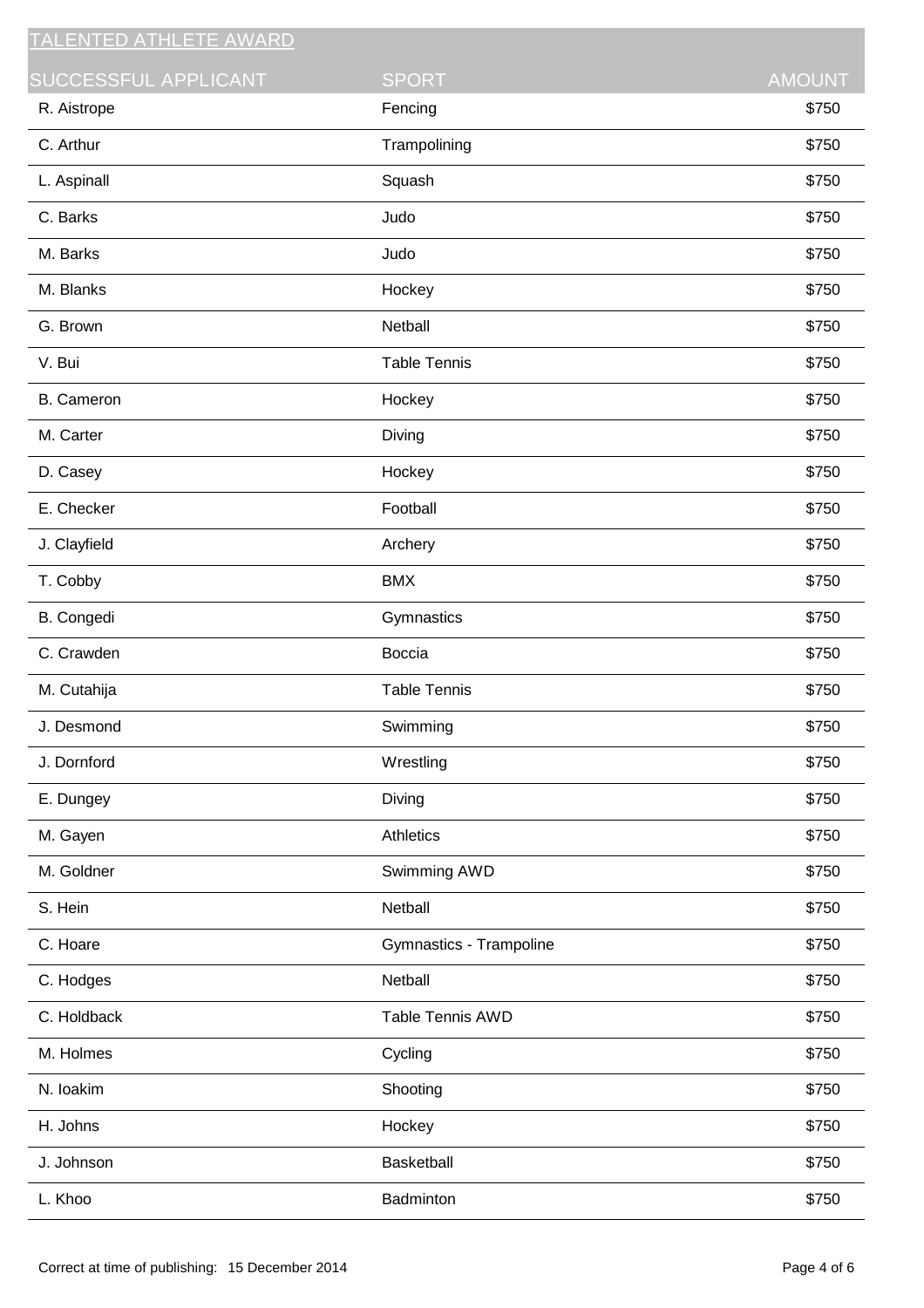| TALENTED ATHLETE AWARD | | |
| --- | --- | --- |
| SUCCESSFUL APPLICANT | SPORT | AMOUNT |
| R. Aistrope | Fencing | $750 |
| C. Arthur | Trampolining | $750 |
| L. Aspinall | Squash | $750 |
| C. Barks | Judo | $750 |
| M. Barks | Judo | $750 |
| M. Blanks | Hockey | $750 |
| G. Brown | Netball | $750 |
| V. Bui | Table Tennis | $750 |
| B. Cameron | Hockey | $750 |
| M. Carter | Diving | $750 |
| D. Casey | Hockey | $750 |
| E. Checker | Football | $750 |
| J. Clayfield | Archery | $750 |
| T. Cobby | BMX | $750 |
| B. Congedi | Gymnastics | $750 |
| C. Crawden | Boccia | $750 |
| M. Cutahija | Table Tennis | $750 |
| J. Desmond | Swimming | $750 |
| J. Dornford | Wrestling | $750 |
| E. Dungey | Diving | $750 |
| M. Gayen | Athletics | $750 |
| M. Goldner | Swimming AWD | $750 |
| S. Hein | Netball | $750 |
| C. Hoare | Gymnastics - Trampoline | $750 |
| C. Hodges | Netball | $750 |
| C. Holdback | Table Tennis AWD | $750 |
| M. Holmes | Cycling | $750 |
| N. Ioakim | Shooting | $750 |
| H. Johns | Hockey | $750 |
| J. Johnson | Basketball | $750 |
| L. Khoo | Badminton | $750 |

Correct at time of publishing: 15 December 2014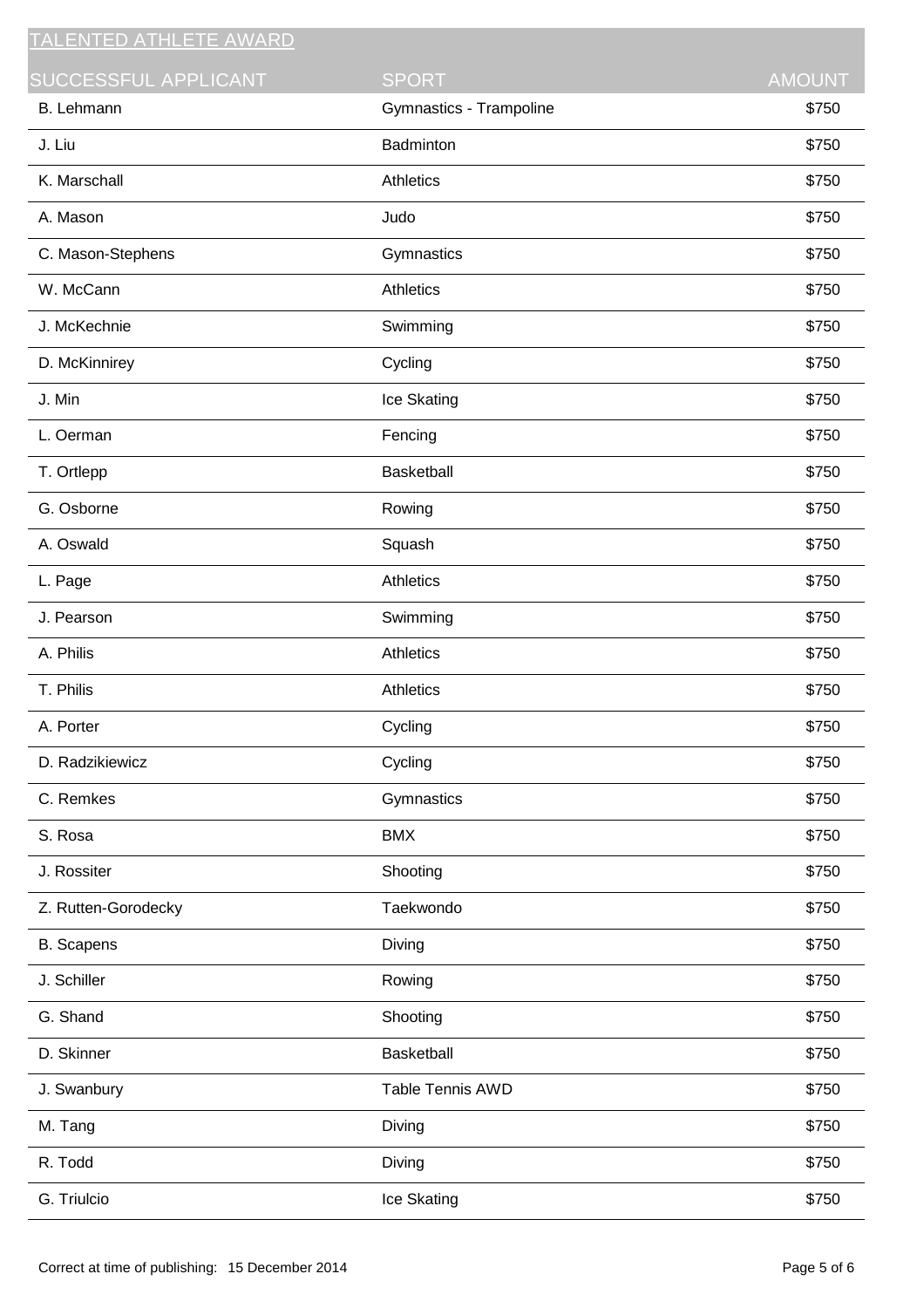## TALENTED ATHLETE AWARD

| SUCCESSFUL APPLICANT | SPORT | AMOUNT |
|---|---|---|
| B. Lehmann | Gymnastics - Trampoline | $750 |
| J. Liu | Badminton | $750 |
| K. Marschall | Athletics | $750 |
| A. Mason | Judo | $750 |
| C. Mason-Stephens | Gymnastics | $750 |
| W. McCann | Athletics | $750 |
| J. McKechnie | Swimming | $750 |
| D. McKinnirey | Cycling | $750 |
| J. Min | Ice Skating | $750 |
| L. Oerman | Fencing | $750 |
| T. Ortlepp | Basketball | $750 |
| G. Osborne | Rowing | $750 |
| A. Oswald | Squash | $750 |
| L. Page | Athletics | $750 |
| J. Pearson | Swimming | $750 |
| A. Philis | Athletics | $750 |
| T. Philis | Athletics | $750 |
| A. Porter | Cycling | $750 |
| D. Radzikiewicz | Cycling | $750 |
| C. Remkes | Gymnastics | $750 |
| S. Rosa | BMX | $750 |
| J. Rossiter | Shooting | $750 |
| Z. Rutten-Gorodecky | Taekwondo | $750 |
| B. Scapens | Diving | $750 |
| J. Schiller | Rowing | $750 |
| G. Shand | Shooting | $750 |
| D. Skinner | Basketball | $750 |
| J. Swanbury | Table Tennis AWD | $750 |
| M. Tang | Diving | $750 |
| R. Todd | Diving | $750 |
| G. Triulcio | Ice Skating | $750 |

Correct at time of publishing: 15 December 2014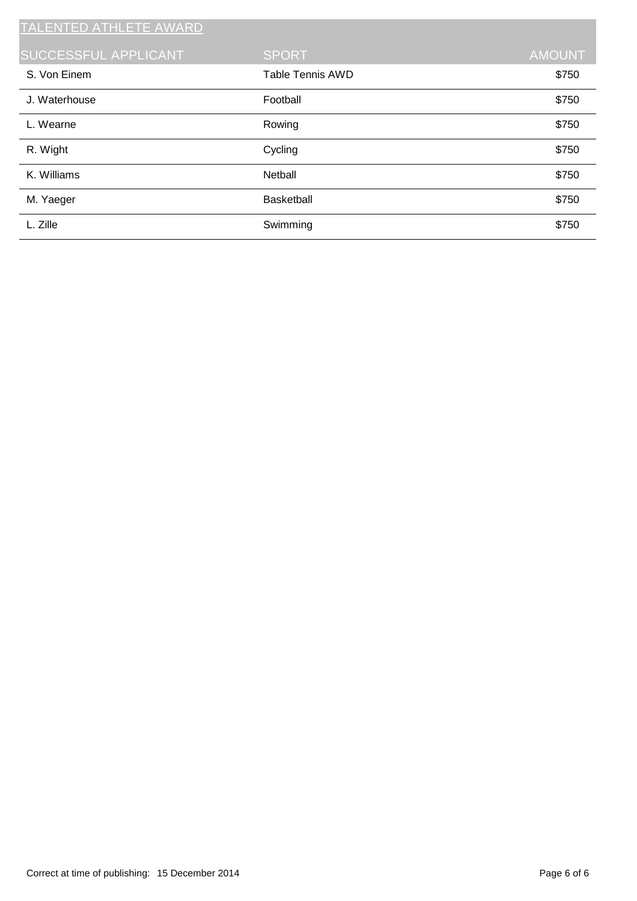## TALENTED ATHLETE AWARD

| SUCCESSFUL APPLICANT | SPORT | AMOUNT |
|---|---|---|
| S. Von Einem | Table Tennis AWD | $750 |
| J. Waterhouse | Football | $750 |
| L. Wearne | Rowing | $750 |
| R. Wight | Cycling | $750 |
| K. Williams | Netball | $750 |
| M. Yaeger | Basketball | $750 |
| L. Zille | Swimming | $750 |

Correct at time of publishing: 15 December 2014